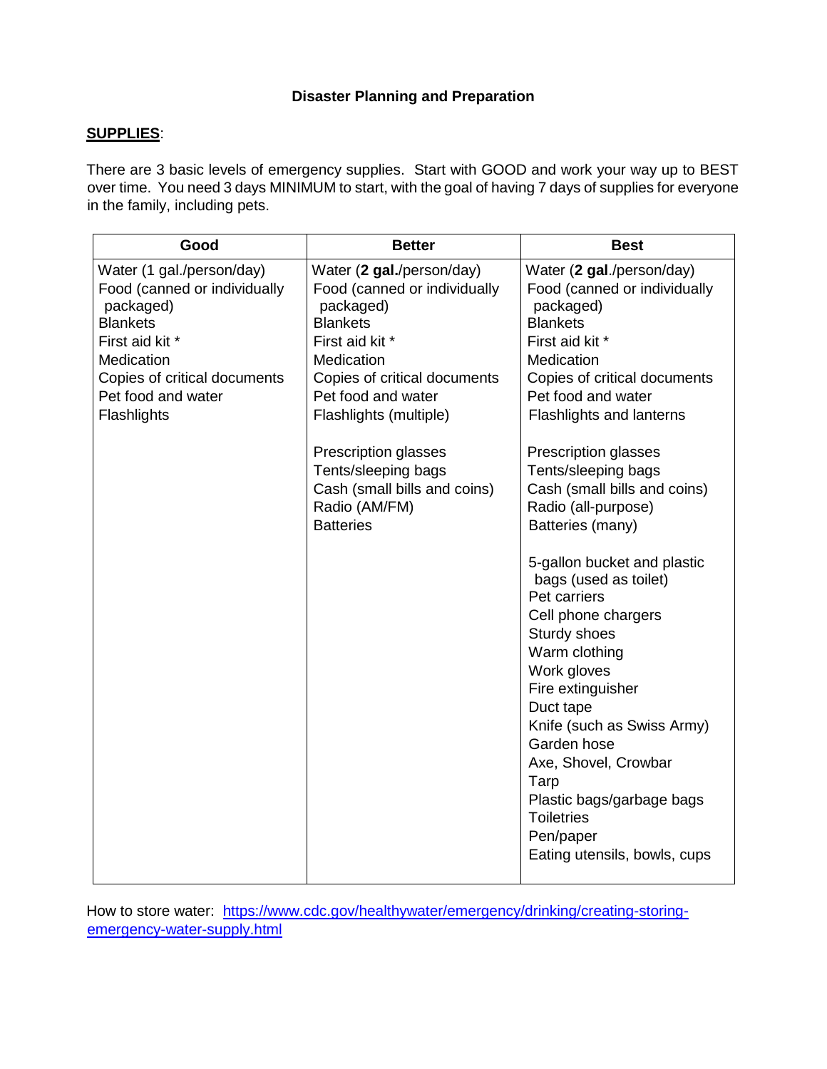**Disaster Planning and Preparation**

**SUPPLIES**:

There are 3 basic levels of emergency supplies. Start with GOOD and work your way up to BEST over time. You need 3 days MINIMUM to start, with the goal of having 7 days of supplies for everyone in the family, including pets.

| Good | Better | Best |
|---|---|---|
| Water (1 gal./person/day)<br>Food (canned or individually packaged)<br>Blankets<br>First aid kit *<br>Medication<br>Copies of critical documents<br>Pet food and water<br>Flashlights | Water (**2 gal.**/person/day)<br>Food (canned or individually packaged)<br>Blankets<br>First aid kit *<br>Medication<br>Copies of critical documents<br>Pet food and water<br>Flashlights (multiple)<br><br>Prescription glasses<br>Tents/sleeping bags<br>Cash (small bills and coins)<br>Radio (AM/FM)<br>Batteries | Water (**2 gal**./person/day)<br>Food (canned or individually packaged)<br>Blankets<br>First aid kit *<br>Medication<br>Copies of critical documents<br>Pet food and water<br>Flashlights and lanterns<br><br>Prescription glasses<br>Tents/sleeping bags<br>Cash (small bills and coins)<br>Radio (all-purpose)<br>Batteries (many)<br><br>5-gallon bucket and plastic bags (used as toilet)<br>Pet carriers<br>Cell phone chargers<br>Sturdy shoes<br>Warm clothing<br>Work gloves<br>Fire extinguisher<br>Duct tape<br>Knife (such as Swiss Army)<br>Garden hose<br>Axe, Shovel, Crowbar<br>Tarp<br>Plastic bags/garbage bags<br>Toiletries<br>Pen/paper<br>Eating utensils, bowls, cups |

How to store water: [https://www.cdc.gov/healthywater/emergency/drinking/creating-storing-emergency-water-supply.html](https://www.cdc.gov/healthywater/emergency/drinking/creating-storing-emergency-water-supply.html)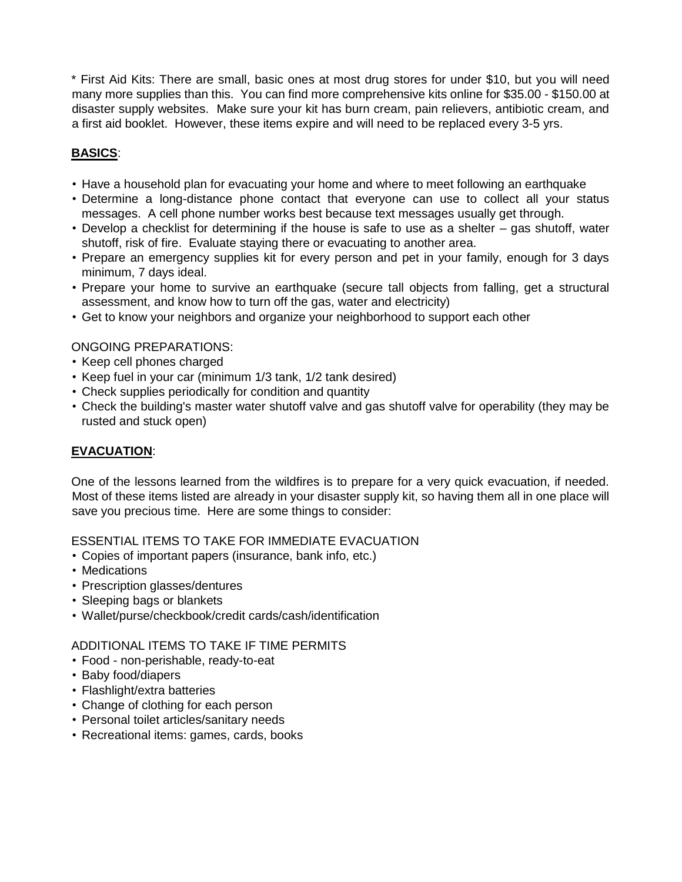* First Aid Kits: There are small, basic ones at most drug stores for under $10, but you will need many more supplies than this. You can find more comprehensive kits online for $35.00 - $150.00 at disaster supply websites. Make sure your kit has burn cream, pain relievers, antibiotic cream, and a first aid booklet. However, these items expire and will need to be replaced every 3-5 yrs.

## **BASICS**:

- Have a household plan for evacuating your home and where to meet following an earthquake
- Determine a long-distance phone contact that everyone can use to collect all your status messages. A cell phone number works best because text messages usually get through.
- Develop a checklist for determining if the house is safe to use as a shelter – gas shutoff, water shutoff, risk of fire. Evaluate staying there or evacuating to another area.
- Prepare an emergency supplies kit for every person and pet in your family, enough for 3 days minimum, 7 days ideal.
- Prepare your home to survive an earthquake (secure tall objects from falling, get a structural assessment, and know how to turn off the gas, water and electricity)
- Get to know your neighbors and organize your neighborhood to support each other

ONGOING PREPARATIONS:

- Keep cell phones charged
- Keep fuel in your car (minimum 1/3 tank, 1/2 tank desired)
- Check supplies periodically for condition and quantity
- Check the building's master water shutoff valve and gas shutoff valve for operability (they may be rusted and stuck open)

## **EVACUATION**:

One of the lessons learned from the wildfires is to prepare for a very quick evacuation, if needed. Most of these items listed are already in your disaster supply kit, so having them all in one place will save you precious time. Here are some things to consider:

ESSENTIAL ITEMS TO TAKE FOR IMMEDIATE EVACUATION

- Copies of important papers (insurance, bank info, etc.)
- Medications
- Prescription glasses/dentures
- Sleeping bags or blankets
- Wallet/purse/checkbook/credit cards/cash/identification

ADDITIONAL ITEMS TO TAKE IF TIME PERMITS

- Food - non-perishable, ready-to-eat
- Baby food/diapers
- Flashlight/extra batteries
- Change of clothing for each person
- Personal toilet articles/sanitary needs
- Recreational items: games, cards, books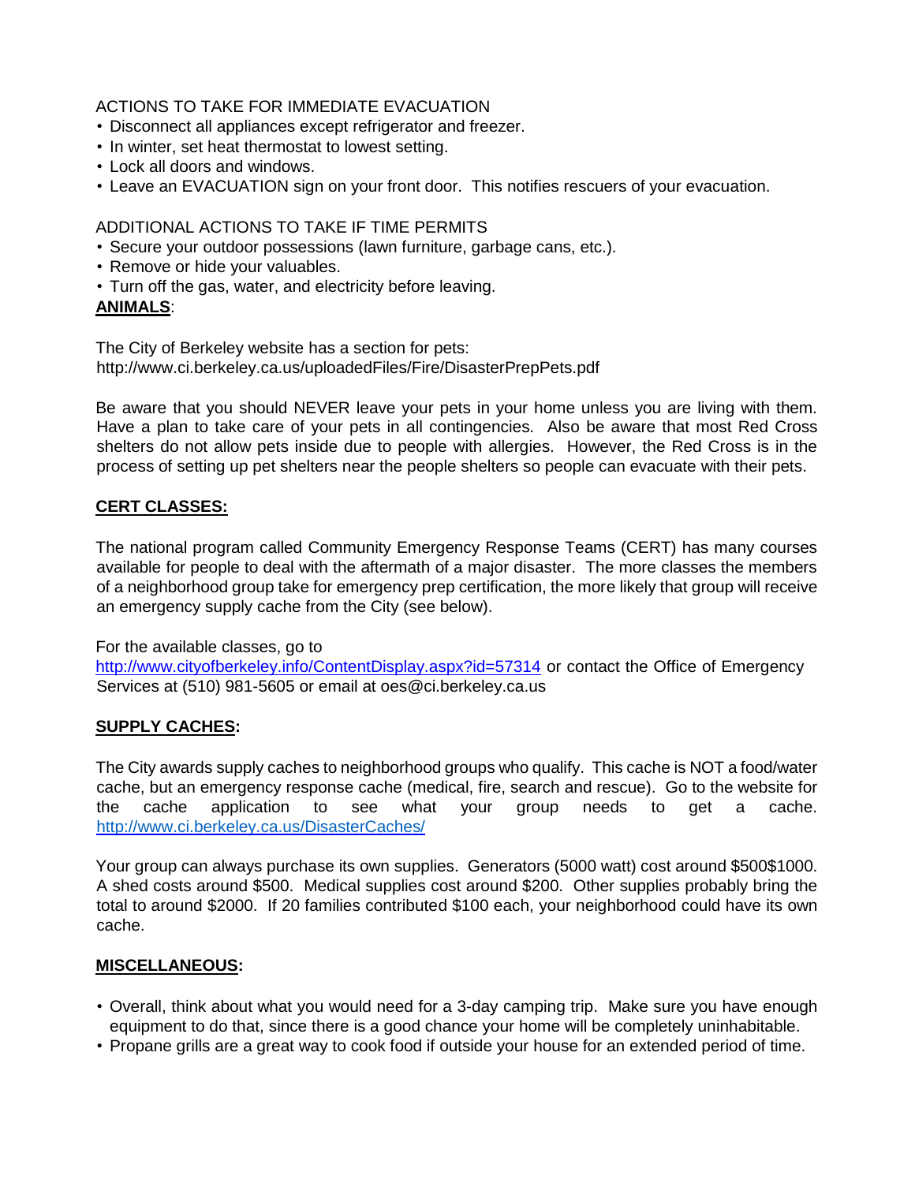ACTIONS TO TAKE FOR IMMEDIATE EVACUATION

- Disconnect all appliances except refrigerator and freezer.
- In winter, set heat thermostat to lowest setting.
- Lock all doors and windows.
- Leave an EVACUATION sign on your front door. This notifies rescuers of your evacuation.

ADDITIONAL ACTIONS TO TAKE IF TIME PERMITS

- Secure your outdoor possessions (lawn furniture, garbage cans, etc.).
- Remove or hide your valuables.
- Turn off the gas, water, and electricity before leaving.

**ANIMALS**:

The City of Berkeley website has a section for pets:
http://www.ci.berkeley.ca.us/uploadedFiles/Fire/DisasterPrepPets.pdf

Be aware that you should NEVER leave your pets in your home unless you are living with them. Have a plan to take care of your pets in all contingencies. Also be aware that most Red Cross shelters do not allow pets inside due to people with allergies. However, the Red Cross is in the process of setting up pet shelters near the people shelters so people can evacuate with their pets.

**CERT CLASSES:**

The national program called Community Emergency Response Teams (CERT) has many courses available for people to deal with the aftermath of a major disaster. The more classes the members of a neighborhood group take for emergency prep certification, the more likely that group will receive an emergency supply cache from the City (see below).

For the available classes, go to
http://www.cityofberkeley.info/ContentDisplay.aspx?id=57314 or contact the Office of Emergency Services at (510) 981-5605 or email at oes@ci.berkeley.ca.us

**SUPPLY CACHES:**

The City awards supply caches to neighborhood groups who qualify. This cache is NOT a food/water cache, but an emergency response cache (medical, fire, search and rescue). Go to the website for the cache application to see what your group needs to get a cache. http://www.ci.berkeley.ca.us/DisasterCaches/

Your group can always purchase its own supplies. Generators (5000 watt) cost around $500$1000. A shed costs around $500. Medical supplies cost around $200. Other supplies probably bring the total to around $2000. If 20 families contributed $100 each, your neighborhood could have its own cache.

**MISCELLANEOUS:**

- Overall, think about what you would need for a 3-day camping trip. Make sure you have enough equipment to do that, since there is a good chance your home will be completely uninhabitable.
- Propane grills are a great way to cook food if outside your house for an extended period of time.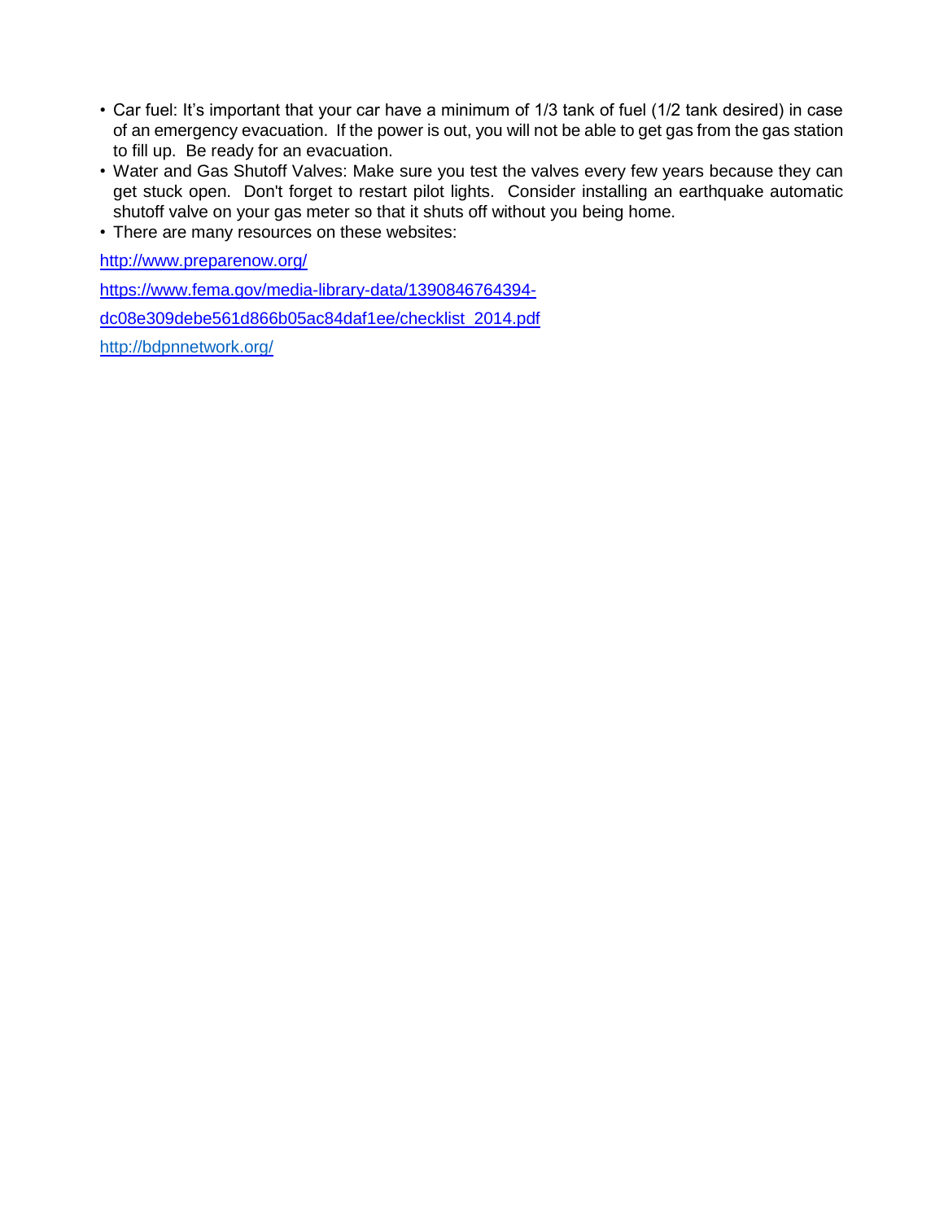- Car fuel: It's important that your car have a minimum of 1/3 tank of fuel (1/2 tank desired) in case of an emergency evacuation. If the power is out, you will not be able to get gas from the gas station to fill up. Be ready for an evacuation.
- Water and Gas Shutoff Valves: Make sure you test the valves every few years because they can get stuck open. Don't forget to restart pilot lights. Consider installing an earthquake automatic shutoff valve on your gas meter so that it shuts off without you being home.
- There are many resources on these websites:

http://www.preparenow.org/

https://www.fema.gov/media-library-data/1390846764394-dc08e309debe561d866b05ac84daf1ee/checklist_2014.pdf

http://bdpnnetwork.org/